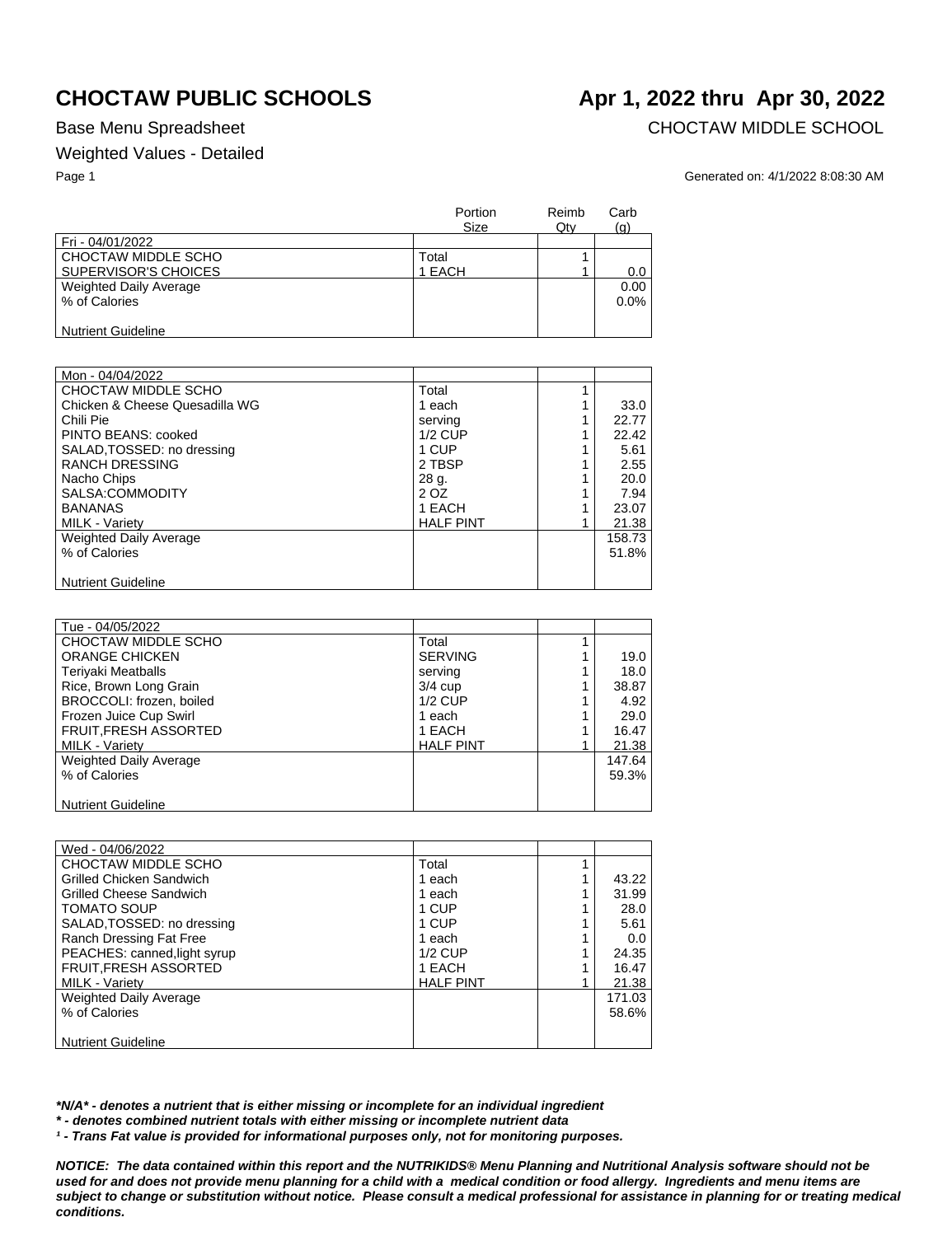# CHOCTAW PUBLIC SCHOOLS

## Apr 1, 2022 thru Apr 30, 2022

Base Menu Spreadsheet

CHOCTAW MIDDLE SCHOOL

Weighted Values - Detailed

Generated on: 4/1/2022 8:08:30 AM

| | Portion Size | Reimb Qty | Carb (g) |
|---|---|---|---|
| Fri - 04/01/2022 | | | |
| CHOCTAW MIDDLE SCHO | Total | 1 | |
| SUPERVISOR'S CHOICES | 1 EACH | 1 | 0.0 |
| Weighted Daily Average | | | 0.00 |
| % of Calories | | | 0.0% |
| Nutrient Guideline | | | |

| | Portion Size | Reimb Qty | Carb (g) |
|---|---|---|---|
| Mon - 04/04/2022 | | | |
| CHOCTAW MIDDLE SCHO | Total | 1 | |
| Chicken & Cheese Quesadilla WG | 1 each | 1 | 33.0 |
| Chili Pie | serving | 1 | 22.77 |
| PINTO BEANS: cooked | 1/2 CUP | 1 | 22.42 |
| SALAD,TOSSED: no dressing | 1 CUP | 1 | 5.61 |
| RANCH DRESSING | 2 TBSP | 1 | 2.55 |
| Nacho Chips | 28 g. | 1 | 20.0 |
| SALSA:COMMODITY | 2 OZ | 1 | 7.94 |
| BANANAS | 1 EACH | 1 | 23.07 |
| MILK - Variety | HALF PINT | 1 | 21.38 |
| Weighted Daily Average | | | 158.73 |
| % of Calories | | | 51.8% |
| Nutrient Guideline | | | |

| | Portion Size | Reimb Qty | Carb (g) |
|---|---|---|---|
| Tue - 04/05/2022 | | | |
| CHOCTAW MIDDLE SCHO | Total | 1 | |
| ORANGE CHICKEN | SERVING | 1 | 19.0 |
| Teriyaki Meatballs | serving | 1 | 18.0 |
| Rice, Brown Long Grain | 3/4 cup | 1 | 38.87 |
| BROCCOLI: frozen, boiled | 1/2 CUP | 1 | 4.92 |
| Frozen Juice Cup Swirl | 1 each | 1 | 29.0 |
| FRUIT,FRESH ASSORTED | 1 EACH | 1 | 16.47 |
| MILK - Variety | HALF PINT | 1 | 21.38 |
| Weighted Daily Average | | | 147.64 |
| % of Calories | | | 59.3% |
| Nutrient Guideline | | | |

| | Portion Size | Reimb Qty | Carb (g) |
|---|---|---|---|
| Wed - 04/06/2022 | | | |
| CHOCTAW MIDDLE SCHO | Total | 1 | |
| Grilled Chicken Sandwich | 1 each | 1 | 43.22 |
| Grilled Cheese Sandwich | 1 each | 1 | 31.99 |
| TOMATO SOUP | 1 CUP | 1 | 28.0 |
| SALAD,TOSSED: no dressing | 1 CUP | 1 | 5.61 |
| Ranch Dressing Fat Free | 1 each | 1 | 0.0 |
| PEACHES: canned,light syrup | 1/2 CUP | 1 | 24.35 |
| FRUIT,FRESH ASSORTED | 1 EACH | 1 | 16.47 |
| MILK - Variety | HALF PINT | 1 | 21.38 |
| Weighted Daily Average | | | 171.03 |
| % of Calories | | | 58.6% |
| Nutrient Guideline | | | |

***N/A* - denotes a nutrient that is either missing or incomplete for an individual ingredient**

***\* - denotes combined nutrient totals with either missing or incomplete nutrient data***

***¹ - Trans Fat value is provided for informational purposes only, not for monitoring purposes.***

***NOTICE: The data contained within this report and the NUTRIKIDS® Menu Planning and Nutritional Analysis software should not be used for and does not provide menu planning for a child with a medical condition or food allergy. Ingredients and menu items are subject to change or substitution without notice. Please consult a medical professional for assistance in planning for or treating medical conditions.***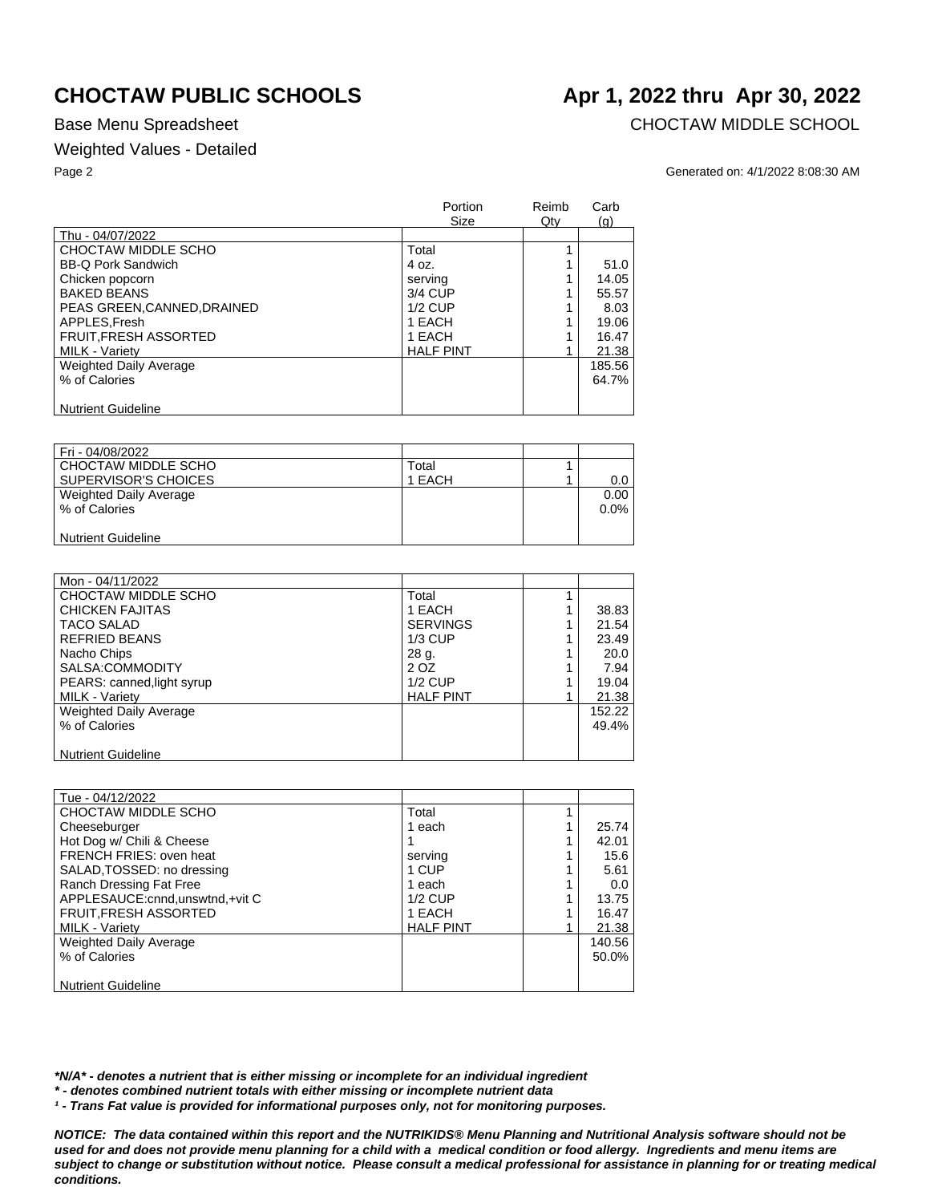# CHOCTAW PUBLIC SCHOOLS

# Apr 1, 2022 thru Apr 30, 2022

Base Menu Spreadsheet

CHOCTAW MIDDLE SCHOOL

Weighted Values - Detailed

Generated on: 4/1/2022 8:08:30 AM

| | Portion Size | Reimb Qty | Carb (g) |
|---|---|---|---|
| Thu - 04/07/2022 | | | |
| CHOCTAW MIDDLE SCHO | Total | 1 | |
| BB-Q Pork Sandwich | 4 oz. | 1 | 51.0 |
| Chicken popcorn | serving | 1 | 14.05 |
| BAKED BEANS | 3/4 CUP | 1 | 55.57 |
| PEAS GREEN,CANNED,DRAINED | 1/2 CUP | 1 | 8.03 |
| APPLES,Fresh | 1 EACH | 1 | 19.06 |
| FRUIT,FRESH ASSORTED | 1 EACH | 1 | 16.47 |
| MILK - Variety | HALF PINT | 1 | 21.38 |
| Weighted Daily Average | | | 185.56 |
| % of Calories | | | 64.7% |
| Nutrient Guideline | | | |

| | | | |
|---|---|---|---|
| Fri - 04/08/2022 | | | |
| CHOCTAW MIDDLE SCHO | Total | 1 | |
| SUPERVISOR'S CHOICES | 1 EACH | 1 | 0.0 |
| Weighted Daily Average | | | 0.00 |
| % of Calories | | | 0.0% |
| Nutrient Guideline | | | |

| | | | |
|---|---|---|---|
| Mon - 04/11/2022 | | | |
| CHOCTAW MIDDLE SCHO | Total | 1 | |
| CHICKEN FAJITAS | 1 EACH | 1 | 38.83 |
| TACO SALAD | SERVINGS | 1 | 21.54 |
| REFRIED BEANS | 1/3 CUP | 1 | 23.49 |
| Nacho Chips | 28 g. | 1 | 20.0 |
| SALSA:COMMODITY | 2 OZ | 1 | 7.94 |
| PEARS: canned,light syrup | 1/2 CUP | 1 | 19.04 |
| MILK - Variety | HALF PINT | 1 | 21.38 |
| Weighted Daily Average | | | 152.22 |
| % of Calories | | | 49.4% |
| Nutrient Guideline | | | |

| | | | |
|---|---|---|---|
| Tue - 04/12/2022 | | | |
| CHOCTAW MIDDLE SCHO | Total | 1 | |
| Cheeseburger | 1 each | 1 | 25.74 |
| Hot Dog w/ Chili & Cheese | 1 | 1 | 42.01 |
| FRENCH FRIES: oven heat | serving | 1 | 15.6 |
| SALAD,TOSSED: no dressing | 1 CUP | 1 | 5.61 |
| Ranch Dressing Fat Free | 1 each | 1 | 0.0 |
| APPLESAUCE:cnnd,unswtnd,+vit C | 1/2 CUP | 1 | 13.75 |
| FRUIT,FRESH ASSORTED | 1 EACH | 1 | 16.47 |
| MILK - Variety | HALF PINT | 1 | 21.38 |
| Weighted Daily Average | | | 140.56 |
| % of Calories | | | 50.0% |
| Nutrient Guideline | | | |

***N/A* - denotes a nutrient that is either missing or incomplete for an individual ingredient**

***\* - denotes combined nutrient totals with either missing or incomplete nutrient data***

***¹ - Trans Fat value is provided for informational purposes only, not for monitoring purposes.***

***NOTICE: The data contained within this report and the NUTRIKIDS® Menu Planning and Nutritional Analysis software should not be used for and does not provide menu planning for a child with a medical condition or food allergy. Ingredients and menu items are subject to change or substitution without notice. Please consult a medical professional for assistance in planning for or treating medical conditions.***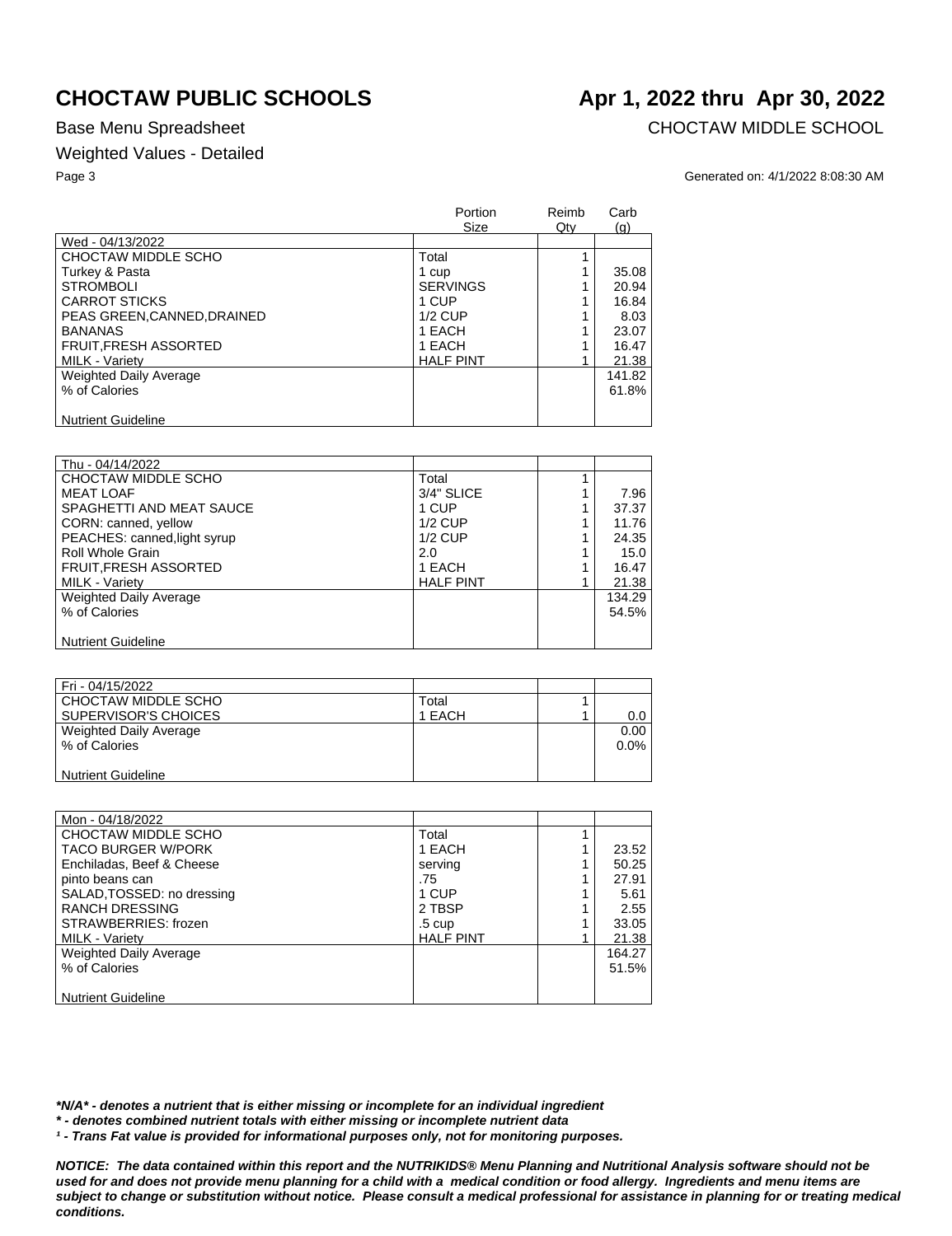# CHOCTAW PUBLIC SCHOOLS

**Apr 1, 2022 thru Apr 30, 2022**

Base Menu Spreadsheet

CHOCTAW MIDDLE SCHOOL

Weighted Values - Detailed

Generated on: 4/1/2022 8:08:30 AM

| | Portion Size | Reimb Qty | Carb (g) |
|---|---|---|---|
| Wed - 04/13/2022 | | | |
| CHOCTAW MIDDLE SCHO | Total | 1 | |
| Turkey & Pasta | 1 cup | 1 | 35.08 |
| STROMBOLI | SERVINGS | 1 | 20.94 |
| CARROT STICKS | 1 CUP | 1 | 16.84 |
| PEAS GREEN,CANNED,DRAINED | 1/2 CUP | 1 | 8.03 |
| BANANAS | 1 EACH | 1 | 23.07 |
| FRUIT,FRESH ASSORTED | 1 EACH | 1 | 16.47 |
| MILK - Variety | HALF PINT | 1 | 21.38 |
| Weighted Daily Average | | | 141.82 |
| % of Calories | | | 61.8% |
| Nutrient Guideline | | | |

| | Portion Size | Reimb Qty | Carb (g) |
|---|---|---|---|
| Thu - 04/14/2022 | | | |
| CHOCTAW MIDDLE SCHO | Total | 1 | |
| MEAT LOAF | 3/4" SLICE | 1 | 7.96 |
| SPAGHETTI AND MEAT SAUCE | 1 CUP | 1 | 37.37 |
| CORN: canned, yellow | 1/2 CUP | 1 | 11.76 |
| PEACHES: canned,light syrup | 1/2 CUP | 1 | 24.35 |
| Roll Whole Grain | 2.0 | 1 | 15.0 |
| FRUIT,FRESH ASSORTED | 1 EACH | 1 | 16.47 |
| MILK - Variety | HALF PINT | 1 | 21.38 |
| Weighted Daily Average | | | 134.29 |
| % of Calories | | | 54.5% |
| Nutrient Guideline | | | |

| | Portion Size | Reimb Qty | Carb (g) |
|---|---|---|---|
| Fri - 04/15/2022 | | | |
| CHOCTAW MIDDLE SCHO | Total | 1 | |
| SUPERVISOR'S CHOICES | 1 EACH | 1 | 0.0 |
| Weighted Daily Average | | | 0.00 |
| % of Calories | | | 0.0% |
| Nutrient Guideline | | | |

| | Portion Size | Reimb Qty | Carb (g) |
|---|---|---|---|
| Mon - 04/18/2022 | | | |
| CHOCTAW MIDDLE SCHO | Total | 1 | |
| TACO BURGER W/PORK | 1 EACH | 1 | 23.52 |
| Enchiladas, Beef & Cheese | serving | 1 | 50.25 |
| pinto beans can | .75 | 1 | 27.91 |
| SALAD,TOSSED: no dressing | 1 CUP | 1 | 5.61 |
| RANCH DRESSING | 2 TBSP | 1 | 2.55 |
| STRAWBERRIES: frozen | .5 cup | 1 | 33.05 |
| MILK - Variety | HALF PINT | 1 | 21.38 |
| Weighted Daily Average | | | 164.27 |
| % of Calories | | | 51.5% |
| Nutrient Guideline | | | |

***N/A* - denotes a nutrient that is either missing or incomplete for an individual ingredient**

***** - denotes combined nutrient totals with either missing or incomplete nutrient data**

***¹ - Trans Fat value is provided for informational purposes only, not for monitoring purposes.***

***NOTICE: The data contained within this report and the NUTRIKIDS® Menu Planning and Nutritional Analysis software should not be used for and does not provide menu planning for a child with a medical condition or food allergy. Ingredients and menu items are subject to change or substitution without notice. Please consult a medical professional for assistance in planning for or treating medical conditions.***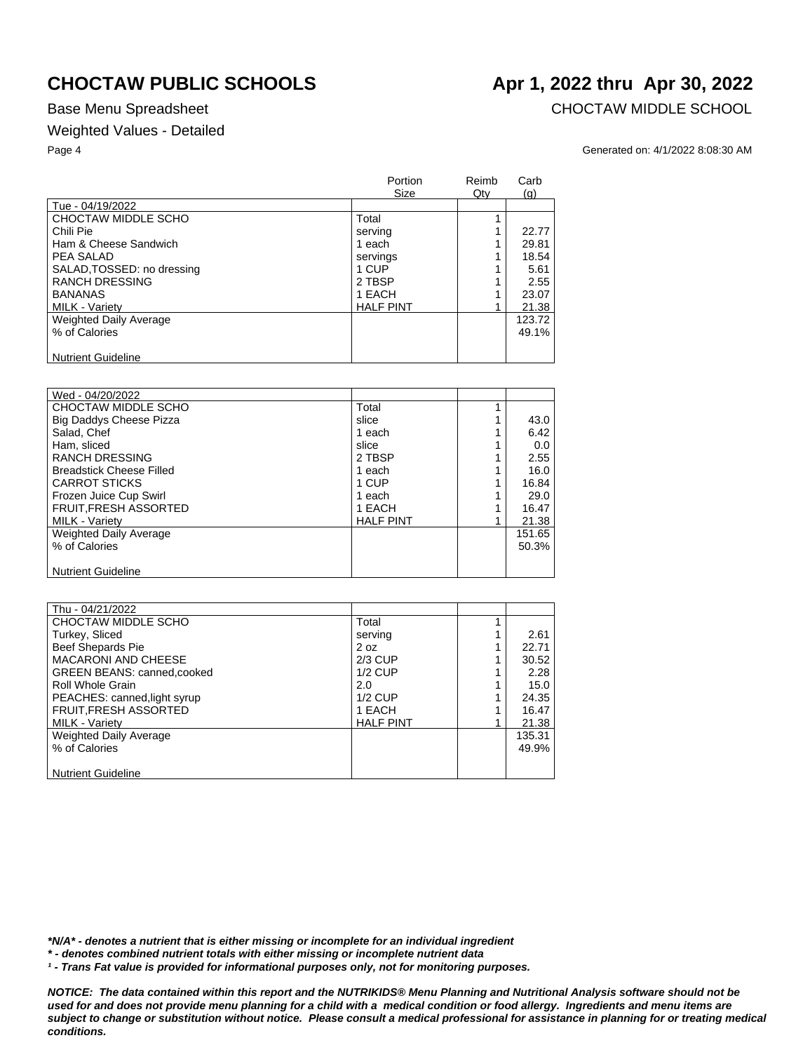# CHOCTAW PUBLIC SCHOOLS

# Apr 1, 2022 thru Apr 30, 2022

Base Menu Spreadsheet

CHOCTAW MIDDLE SCHOOL

Weighted Values - Detailed

Generated on: 4/1/2022 8:08:30 AM

| | Portion Size | Reimb Qty | Carb (g) |
|---|---|---|---|
| Tue - 04/19/2022 | | | |
| CHOCTAW MIDDLE SCHO | Total | 1 | |
| Chili Pie | serving | 1 | 22.77 |
| Ham & Cheese Sandwich | 1 each | 1 | 29.81 |
| PEA SALAD | servings | 1 | 18.54 |
| SALAD,TOSSED: no dressing | 1 CUP | 1 | 5.61 |
| RANCH DRESSING | 2 TBSP | 1 | 2.55 |
| BANANAS | 1 EACH | 1 | 23.07 |
| MILK - Variety | HALF PINT | 1 | 21.38 |
| Weighted Daily Average | | | 123.72 |
| % of Calories | | | 49.1% |
| Nutrient Guideline | | | |

| | Portion Size | Reimb Qty | Carb (g) |
|---|---|---|---|
| Wed - 04/20/2022 | | | |
| CHOCTAW MIDDLE SCHO | Total | 1 | |
| Big Daddys Cheese Pizza | slice | 1 | 43.0 |
| Salad, Chef | 1 each | 1 | 6.42 |
| Ham, sliced | slice | 1 | 0.0 |
| RANCH DRESSING | 2 TBSP | 1 | 2.55 |
| Breadstick Cheese Filled | 1 each | 1 | 16.0 |
| CARROT STICKS | 1 CUP | 1 | 16.84 |
| Frozen Juice Cup Swirl | 1 each | 1 | 29.0 |
| FRUIT,FRESH ASSORTED | 1 EACH | 1 | 16.47 |
| MILK - Variety | HALF PINT | 1 | 21.38 |
| Weighted Daily Average | | | 151.65 |
| % of Calories | | | 50.3% |
| Nutrient Guideline | | | |

| | Portion Size | Reimb Qty | Carb (g) |
|---|---|---|---|
| Thu - 04/21/2022 | | | |
| CHOCTAW MIDDLE SCHO | Total | 1 | |
| Turkey, Sliced | serving | 1 | 2.61 |
| Beef Shepards Pie | 2 oz | 1 | 22.71 |
| MACARONI AND CHEESE | 2/3 CUP | 1 | 30.52 |
| GREEN BEANS: canned,cooked | 1/2 CUP | 1 | 2.28 |
| Roll Whole Grain | 2.0 | 1 | 15.0 |
| PEACHES: canned,light syrup | 1/2 CUP | 1 | 24.35 |
| FRUIT,FRESH ASSORTED | 1 EACH | 1 | 16.47 |
| MILK - Variety | HALF PINT | 1 | 21.38 |
| Weighted Daily Average | | | 135.31 |
| % of Calories | | | 49.9% |
| Nutrient Guideline | | | |

***N/A* - denotes a nutrient that is either missing or incomplete for an individual ingredient**

***** - denotes combined nutrient totals with either missing or incomplete nutrient data**

***¹ - Trans Fat value is provided for informational purposes only, not for monitoring purposes.***

***NOTICE: The data contained within this report and the NUTRIKIDS® Menu Planning and Nutritional Analysis software should not be used for and does not provide menu planning for a child with a medical condition or food allergy. Ingredients and menu items are subject to change or substitution without notice. Please consult a medical professional for assistance in planning for or treating medical conditions.***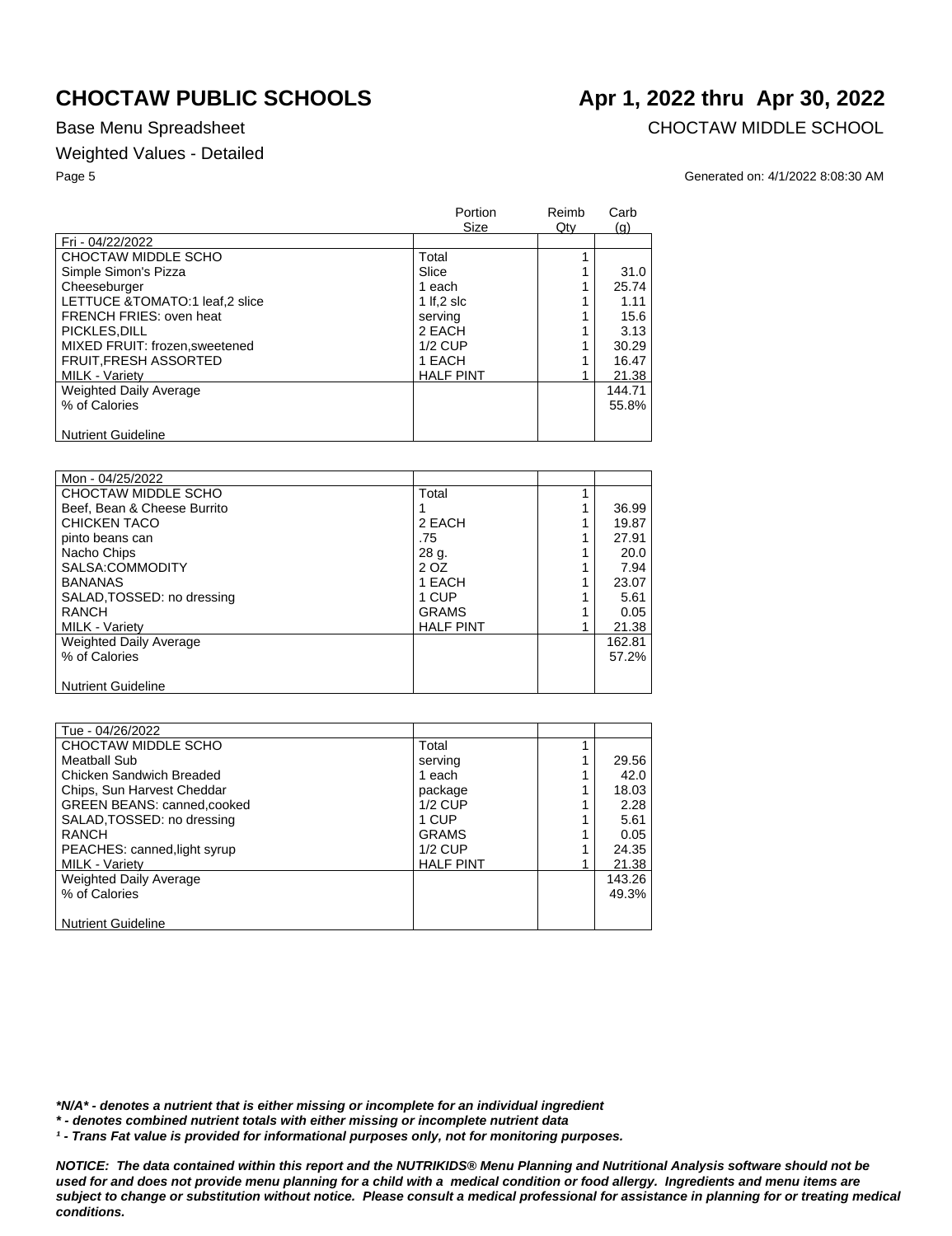# CHOCTAW PUBLIC SCHOOLS

**Apr 1, 2022 thru Apr 30, 2022**

Base Menu Spreadsheet

CHOCTAW MIDDLE SCHOOL

Weighted Values - Detailed

Generated on: 4/1/2022 8:08:30 AM

| | Portion Size | Reimb Qty | Carb (g) |
|---|---|---|---|
| Fri - 04/22/2022 | | | |
| CHOCTAW MIDDLE SCHO | Total | 1 | |
| Simple Simon's Pizza | Slice | 1 | 31.0 |
| Cheeseburger | 1 each | 1 | 25.74 |
| LETTUCE &TOMATO:1 leaf,2 slice | 1 lf,2 slc | 1 | 1.11 |
| FRENCH FRIES: oven heat | serving | 1 | 15.6 |
| PICKLES,DILL | 2 EACH | 1 | 3.13 |
| MIXED FRUIT: frozen,sweetened | 1/2 CUP | 1 | 30.29 |
| FRUIT,FRESH ASSORTED | 1 EACH | 1 | 16.47 |
| MILK - Variety | HALF PINT | 1 | 21.38 |
| Weighted Daily Average | | | 144.71 |
| % of Calories | | | 55.8% |
| Nutrient Guideline | | | |

| | Portion Size | Reimb Qty | Carb (g) |
|---|---|---|---|
| Mon - 04/25/2022 | | | |
| CHOCTAW MIDDLE SCHO | Total | 1 | |
| Beef, Bean & Cheese Burrito | 1 | 1 | 36.99 |
| CHICKEN TACO | 2 EACH | 1 | 19.87 |
| pinto beans can | .75 | 1 | 27.91 |
| Nacho Chips | 28 g. | 1 | 20.0 |
| SALSA:COMMODITY | 2 OZ | 1 | 7.94 |
| BANANAS | 1 EACH | 1 | 23.07 |
| SALAD,TOSSED: no dressing | 1 CUP | 1 | 5.61 |
| RANCH | GRAMS | 1 | 0.05 |
| MILK - Variety | HALF PINT | 1 | 21.38 |
| Weighted Daily Average | | | 162.81 |
| % of Calories | | | 57.2% |
| Nutrient Guideline | | | |

| | Portion Size | Reimb Qty | Carb (g) |
|---|---|---|---|
| Tue - 04/26/2022 | | | |
| CHOCTAW MIDDLE SCHO | Total | 1 | |
| Meatball Sub | serving | 1 | 29.56 |
| Chicken Sandwich Breaded | 1 each | 1 | 42.0 |
| Chips, Sun Harvest Cheddar | package | 1 | 18.03 |
| GREEN BEANS: canned,cooked | 1/2 CUP | 1 | 2.28 |
| SALAD,TOSSED: no dressing | 1 CUP | 1 | 5.61 |
| RANCH | GRAMS | 1 | 0.05 |
| PEACHES: canned,light syrup | 1/2 CUP | 1 | 24.35 |
| MILK - Variety | HALF PINT | 1 | 21.38 |
| Weighted Daily Average | | | 143.26 |
| % of Calories | | | 49.3% |
| Nutrient Guideline | | | |

***N/A* - denotes a nutrient that is either missing or incomplete for an individual ingredient**

*** - denotes combined nutrient totals with either missing or incomplete nutrient data**

***¹ - Trans Fat value is provided for informational purposes only, not for monitoring purposes.***

***NOTICE: The data contained within this report and the NUTRIKIDS® Menu Planning and Nutritional Analysis software should not be used for and does not provide menu planning for a child with a medical condition or food allergy. Ingredients and menu items are subject to change or substitution without notice. Please consult a medical professional for assistance in planning for or treating medical conditions.***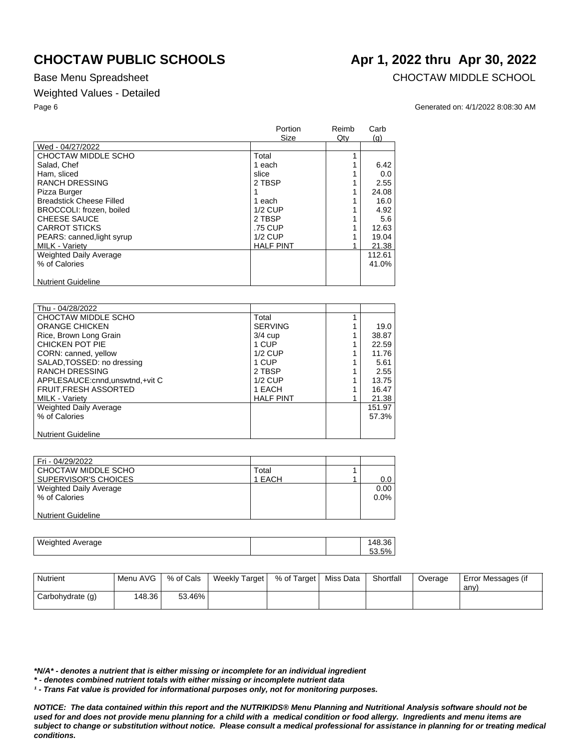# CHOCTAW PUBLIC SCHOOLS

## Apr 1, 2022 thru Apr 30, 2022

Base Menu Spreadsheet

CHOCTAW MIDDLE SCHOOL

Weighted Values - Detailed

Generated on: 4/1/2022 8:08:30 AM

| | Portion Size | Reimb Qty | Carb (g) |
|---|---|---|---|
| Wed - 04/27/2022 | | | |
| CHOCTAW MIDDLE SCHO | Total | 1 | |
| Salad, Chef | 1 each | 1 | 6.42 |
| Ham, sliced | slice | 1 | 0.0 |
| RANCH DRESSING | 2 TBSP | 1 | 2.55 |
| Pizza Burger | 1 | 1 | 24.08 |
| Breadstick Cheese Filled | 1 each | 1 | 16.0 |
| BROCCOLI: frozen, boiled | 1/2 CUP | 1 | 4.92 |
| CHEESE SAUCE | 2 TBSP | 1 | 5.6 |
| CARROT STICKS | .75 CUP | 1 | 12.63 |
| PEARS: canned,light syrup | 1/2 CUP | 1 | 19.04 |
| MILK - Variety | HALF PINT | 1 | 21.38 |
| Weighted Daily Average | | | 112.61 |
| % of Calories | | | 41.0% |
| Nutrient Guideline | | | |

| | | | |
|---|---|---|---|
| Thu - 04/28/2022 | | | |
| CHOCTAW MIDDLE SCHO | Total | 1 | |
| ORANGE CHICKEN | SERVING | 1 | 19.0 |
| Rice, Brown Long Grain | 3/4 cup | 1 | 38.87 |
| CHICKEN POT PIE | 1 CUP | 1 | 22.59 |
| CORN: canned, yellow | 1/2 CUP | 1 | 11.76 |
| SALAD,TOSSED: no dressing | 1 CUP | 1 | 5.61 |
| RANCH DRESSING | 2 TBSP | 1 | 2.55 |
| APPLESAUCE:cnnd,unswtnd,+vit C | 1/2 CUP | 1 | 13.75 |
| FRUIT,FRESH ASSORTED | 1 EACH | 1 | 16.47 |
| MILK - Variety | HALF PINT | 1 | 21.38 |
| Weighted Daily Average | | | 151.97 |
| % of Calories | | | 57.3% |
| Nutrient Guideline | | | |

| | | | |
|---|---|---|---|
| Fri - 04/29/2022 | | | |
| CHOCTAW MIDDLE SCHO | Total | 1 | |
| SUPERVISOR'S CHOICES | 1 EACH | 1 | 0.0 |
| Weighted Daily Average | | | 0.00 |
| % of Calories | | | 0.0% |
| Nutrient Guideline | | | |

| | | | |
|---|---|---|---|
| Weighted Average | | | 148.36 53.5% |

| Nutrient | Menu AVG | % of Cals | Weekly Target | % of Target | Miss Data | Shortfall | Overage | Error Messages (if any) |
|---|---|---|---|---|---|---|---|---|
| Carbohydrate (g) | 148.36 | 53.46% | | | | | | |

***N/A* - denotes a nutrient that is either missing or incomplete for an individual ingredient**

*** - denotes combined nutrient totals with either missing or incomplete nutrient data**

***¹ - Trans Fat value is provided for informational purposes only, not for monitoring purposes.***

***NOTICE: The data contained within this report and the NUTRIKIDS® Menu Planning and Nutritional Analysis software should not be used for and does not provide menu planning for a child with a medical condition or food allergy. Ingredients and menu items are subject to change or substitution without notice. Please consult a medical professional for assistance in planning for or treating medical conditions.***